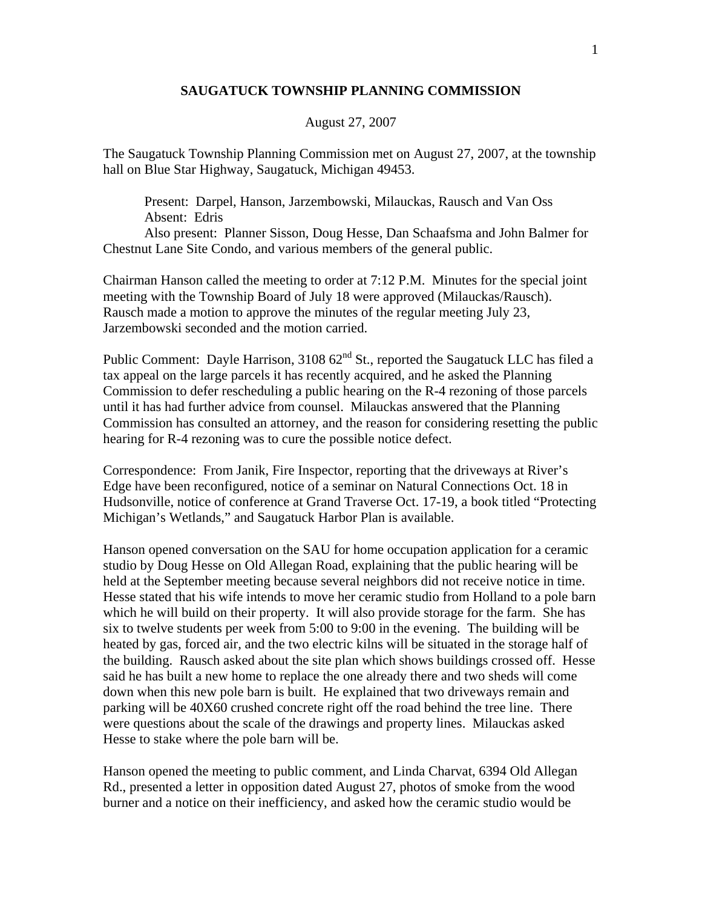# SAUGATUCK TOWNSHIP PLANNING COMMISSION

August 27, 2007

The Saugatuck Township Planning Commission met on August 27, 2007, at the township hall on Blue Star Highway, Saugatuck, Michigan 49453.

Present: Darpel, Hanson, Jarzembowski, Milauckas, Rausch and Van Oss
Absent: Edris
Also present: Planner Sisson, Doug Hesse, Dan Schaafsma and John Balmer for Chestnut Lane Site Condo, and various members of the general public.

Chairman Hanson called the meeting to order at 7:12 P.M. Minutes for the special joint meeting with the Township Board of July 18 were approved (Milauckas/Rausch). Rausch made a motion to approve the minutes of the regular meeting July 23, Jarzembowski seconded and the motion carried.

Public Comment: Dayle Harrison, 3108 62nd St., reported the Saugatuck LLC has filed a tax appeal on the large parcels it has recently acquired, and he asked the Planning Commission to defer rescheduling a public hearing on the R-4 rezoning of those parcels until it has had further advice from counsel. Milauckas answered that the Planning Commission has consulted an attorney, and the reason for considering resetting the public hearing for R-4 rezoning was to cure the possible notice defect.

Correspondence: From Janik, Fire Inspector, reporting that the driveways at River's Edge have been reconfigured, notice of a seminar on Natural Connections Oct. 18 in Hudsonville, notice of conference at Grand Traverse Oct. 17-19, a book titled "Protecting Michigan's Wetlands," and Saugatuck Harbor Plan is available.

Hanson opened conversation on the SAU for home occupation application for a ceramic studio by Doug Hesse on Old Allegan Road, explaining that the public hearing will be held at the September meeting because several neighbors did not receive notice in time. Hesse stated that his wife intends to move her ceramic studio from Holland to a pole barn which he will build on their property. It will also provide storage for the farm. She has six to twelve students per week from 5:00 to 9:00 in the evening. The building will be heated by gas, forced air, and the two electric kilns will be situated in the storage half of the building. Rausch asked about the site plan which shows buildings crossed off. Hesse said he has built a new home to replace the one already there and two sheds will come down when this new pole barn is built. He explained that two driveways remain and parking will be 40X60 crushed concrete right off the road behind the tree line. There were questions about the scale of the drawings and property lines. Milauckas asked Hesse to stake where the pole barn will be.

Hanson opened the meeting to public comment, and Linda Charvat, 6394 Old Allegan Rd., presented a letter in opposition dated August 27, photos of smoke from the wood burner and a notice on their inefficiency, and asked how the ceramic studio would be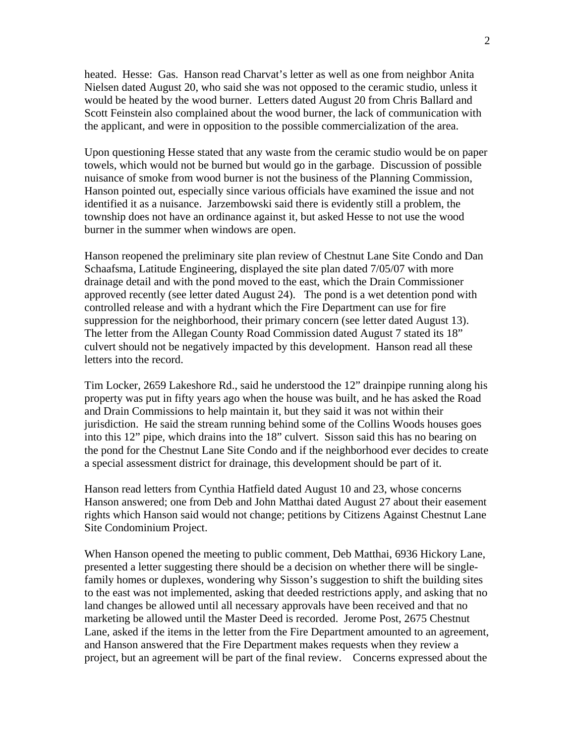heated. Hesse: Gas. Hanson read Charvat's letter as well as one from neighbor Anita Nielsen dated August 20, who said she was not opposed to the ceramic studio, unless it would be heated by the wood burner. Letters dated August 20 from Chris Ballard and Scott Feinstein also complained about the wood burner, the lack of communication with the applicant, and were in opposition to the possible commercialization of the area.

Upon questioning Hesse stated that any waste from the ceramic studio would be on paper towels, which would not be burned but would go in the garbage. Discussion of possible nuisance of smoke from wood burner is not the business of the Planning Commission, Hanson pointed out, especially since various officials have examined the issue and not identified it as a nuisance. Jarzembowski said there is evidently still a problem, the township does not have an ordinance against it, but asked Hesse to not use the wood burner in the summer when windows are open.

Hanson reopened the preliminary site plan review of Chestnut Lane Site Condo and Dan Schaafsma, Latitude Engineering, displayed the site plan dated 7/05/07 with more drainage detail and with the pond moved to the east, which the Drain Commissioner approved recently (see letter dated August 24). The pond is a wet detention pond with controlled release and with a hydrant which the Fire Department can use for fire suppression for the neighborhood, their primary concern (see letter dated August 13). The letter from the Allegan County Road Commission dated August 7 stated its 18" culvert should not be negatively impacted by this development. Hanson read all these letters into the record.

Tim Locker, 2659 Lakeshore Rd., said he understood the 12" drainpipe running along his property was put in fifty years ago when the house was built, and he has asked the Road and Drain Commissions to help maintain it, but they said it was not within their jurisdiction. He said the stream running behind some of the Collins Woods houses goes into this 12" pipe, which drains into the 18" culvert. Sisson said this has no bearing on the pond for the Chestnut Lane Site Condo and if the neighborhood ever decides to create a special assessment district for drainage, this development should be part of it.

Hanson read letters from Cynthia Hatfield dated August 10 and 23, whose concerns Hanson answered; one from Deb and John Matthai dated August 27 about their easement rights which Hanson said would not change; petitions by Citizens Against Chestnut Lane Site Condominium Project.

When Hanson opened the meeting to public comment, Deb Matthai, 6936 Hickory Lane, presented a letter suggesting there should be a decision on whether there will be single-family homes or duplexes, wondering why Sisson's suggestion to shift the building sites to the east was not implemented, asking that deeded restrictions apply, and asking that no land changes be allowed until all necessary approvals have been received and that no marketing be allowed until the Master Deed is recorded. Jerome Post, 2675 Chestnut Lane, asked if the items in the letter from the Fire Department amounted to an agreement, and Hanson answered that the Fire Department makes requests when they review a project, but an agreement will be part of the final review. Concerns expressed about the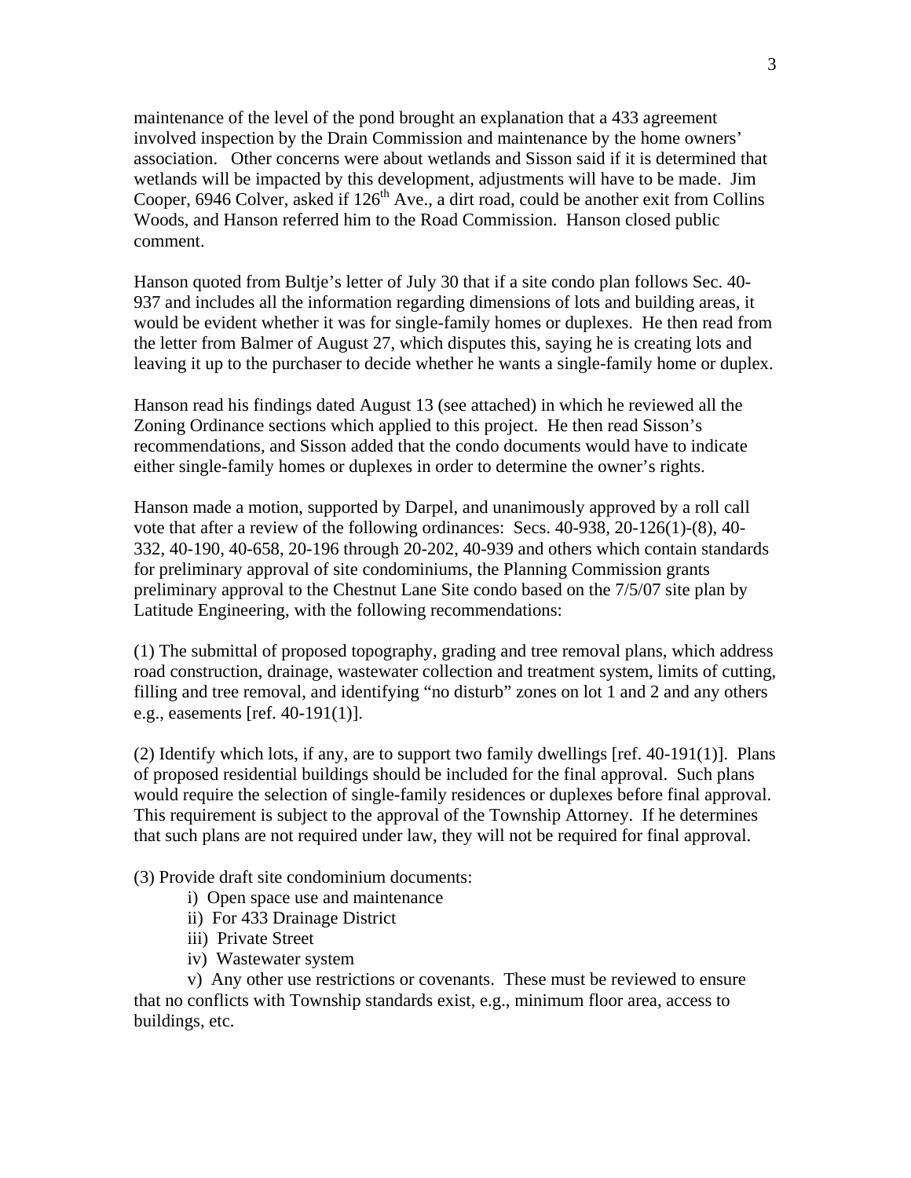maintenance of the level of the pond brought an explanation that a 433 agreement involved inspection by the Drain Commission and maintenance by the home owners' association. Other concerns were about wetlands and Sisson said if it is determined that wetlands will be impacted by this development, adjustments will have to be made. Jim Cooper, 6946 Colver, asked if 126th Ave., a dirt road, could be another exit from Collins Woods, and Hanson referred him to the Road Commission. Hanson closed public comment.

Hanson quoted from Bultje's letter of July 30 that if a site condo plan follows Sec. 40-937 and includes all the information regarding dimensions of lots and building areas, it would be evident whether it was for single-family homes or duplexes. He then read from the letter from Balmer of August 27, which disputes this, saying he is creating lots and leaving it up to the purchaser to decide whether he wants a single-family home or duplex.

Hanson read his findings dated August 13 (see attached) in which he reviewed all the Zoning Ordinance sections which applied to this project. He then read Sisson's recommendations, and Sisson added that the condo documents would have to indicate either single-family homes or duplexes in order to determine the owner's rights.

Hanson made a motion, supported by Darpel, and unanimously approved by a roll call vote that after a review of the following ordinances: Secs. 40-938, 20-126(1)-(8), 40-332, 40-190, 40-658, 20-196 through 20-202, 40-939 and others which contain standards for preliminary approval of site condominiums, the Planning Commission grants preliminary approval to the Chestnut Lane Site condo based on the 7/5/07 site plan by Latitude Engineering, with the following recommendations:

(1) The submittal of proposed topography, grading and tree removal plans, which address road construction, drainage, wastewater collection and treatment system, limits of cutting, filling and tree removal, and identifying "no disturb" zones on lot 1 and 2 and any others e.g., easements [ref. 40-191(1)].

(2) Identify which lots, if any, are to support two family dwellings [ref. 40-191(1)]. Plans of proposed residential buildings should be included for the final approval. Such plans would require the selection of single-family residences or duplexes before final approval. This requirement is subject to the approval of the Township Attorney. If he determines that such plans are not required under law, they will not be required for final approval.

(3) Provide draft site condominium documents:

i) Open space use and maintenance
ii) For 433 Drainage District
iii) Private Street
iv) Wastewater system
v) Any other use restrictions or covenants. These must be reviewed to ensure that no conflicts with Township standards exist, e.g., minimum floor area, access to buildings, etc.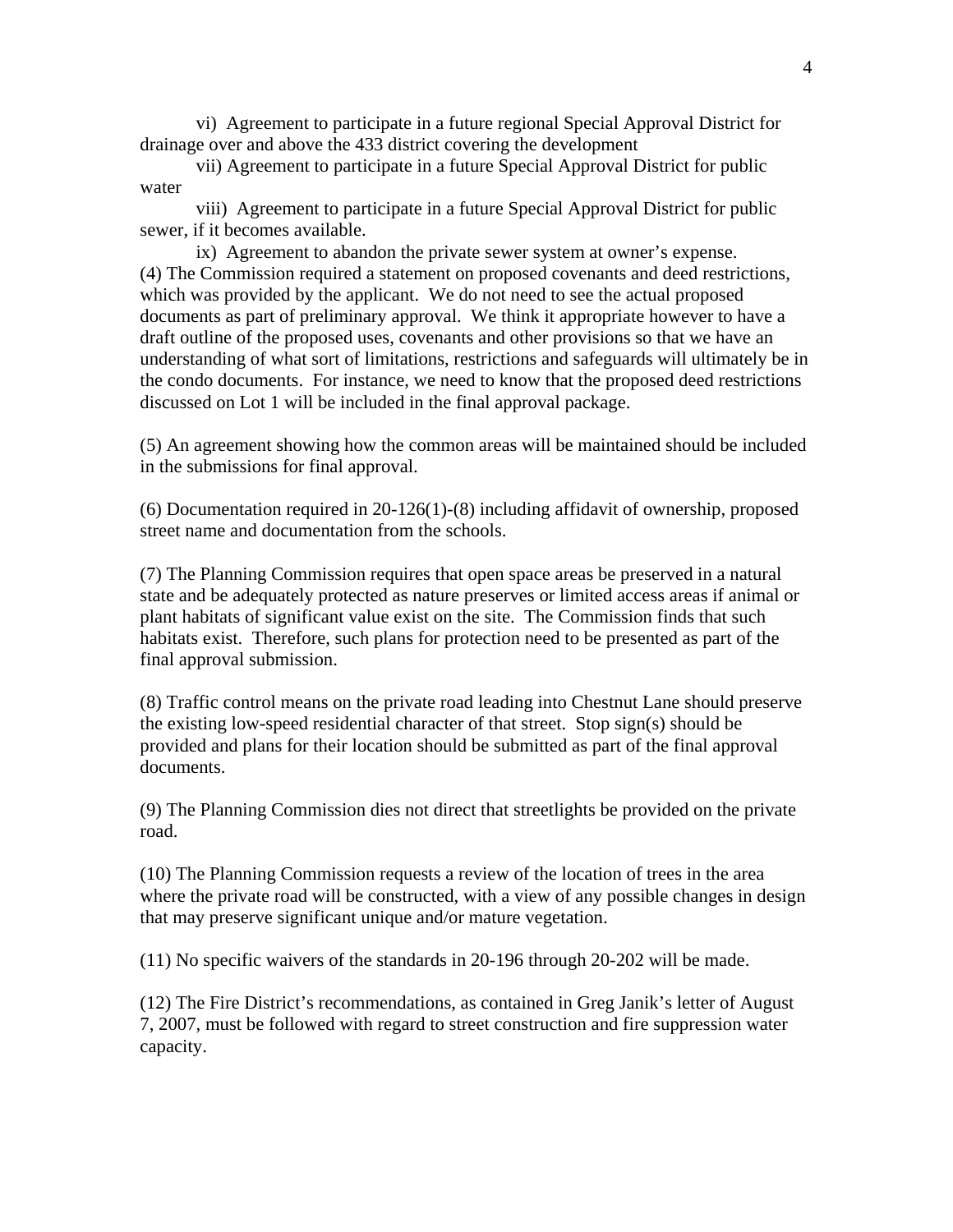vi) Agreement to participate in a future regional Special Approval District for drainage over and above the 433 district covering the development

vii) Agreement to participate in a future Special Approval District for public water

viii) Agreement to participate in a future Special Approval District for public sewer, if it becomes available.

ix) Agreement to abandon the private sewer system at owner's expense.

(4) The Commission required a statement on proposed covenants and deed restrictions, which was provided by the applicant. We do not need to see the actual proposed documents as part of preliminary approval. We think it appropriate however to have a draft outline of the proposed uses, covenants and other provisions so that we have an understanding of what sort of limitations, restrictions and safeguards will ultimately be in the condo documents. For instance, we need to know that the proposed deed restrictions discussed on Lot 1 will be included in the final approval package.

(5) An agreement showing how the common areas will be maintained should be included in the submissions for final approval.

(6) Documentation required in 20-126(1)-(8) including affidavit of ownership, proposed street name and documentation from the schools.

(7) The Planning Commission requires that open space areas be preserved in a natural state and be adequately protected as nature preserves or limited access areas if animal or plant habitats of significant value exist on the site. The Commission finds that such habitats exist. Therefore, such plans for protection need to be presented as part of the final approval submission.

(8) Traffic control means on the private road leading into Chestnut Lane should preserve the existing low-speed residential character of that street. Stop sign(s) should be provided and plans for their location should be submitted as part of the final approval documents.

(9) The Planning Commission dies not direct that streetlights be provided on the private road.

(10) The Planning Commission requests a review of the location of trees in the area where the private road will be constructed, with a view of any possible changes in design that may preserve significant unique and/or mature vegetation.

(11) No specific waivers of the standards in 20-196 through 20-202 will be made.

(12) The Fire District's recommendations, as contained in Greg Janik's letter of August 7, 2007, must be followed with regard to street construction and fire suppression water capacity.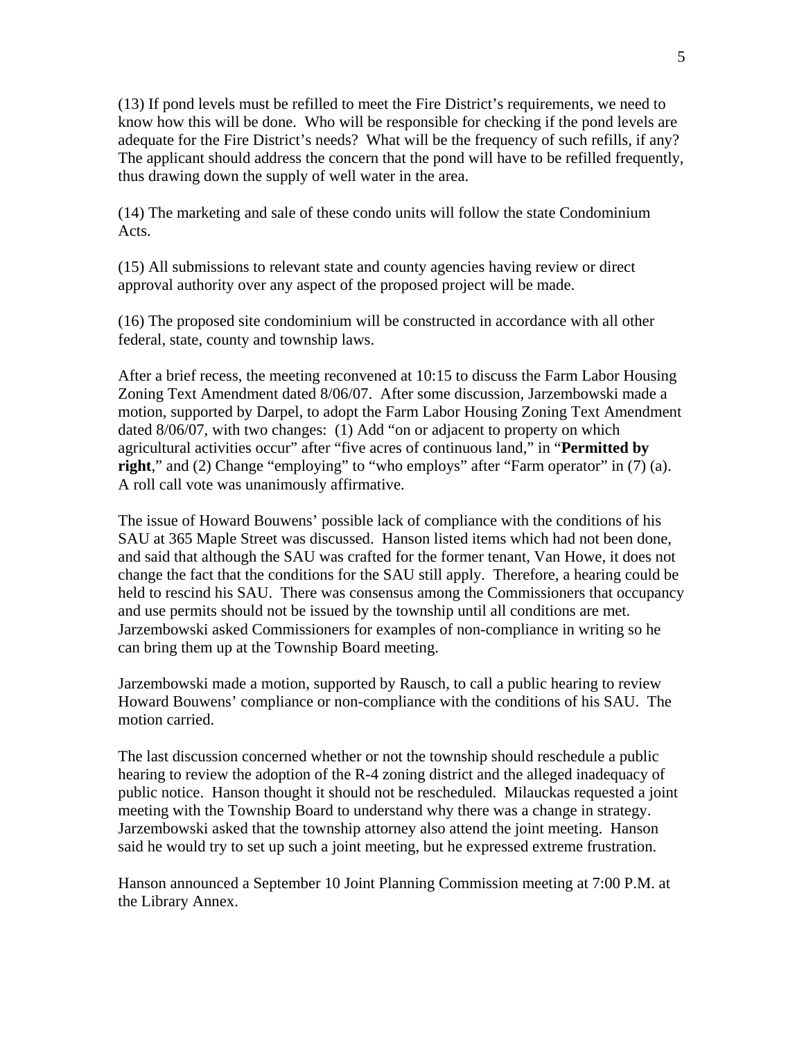(13) If pond levels must be refilled to meet the Fire District's requirements, we need to know how this will be done. Who will be responsible for checking if the pond levels are adequate for the Fire District's needs? What will be the frequency of such refills, if any? The applicant should address the concern that the pond will have to be refilled frequently, thus drawing down the supply of well water in the area.

(14) The marketing and sale of these condo units will follow the state Condominium Acts.

(15) All submissions to relevant state and county agencies having review or direct approval authority over any aspect of the proposed project will be made.

(16) The proposed site condominium will be constructed in accordance with all other federal, state, county and township laws.

After a brief recess, the meeting reconvened at 10:15 to discuss the Farm Labor Housing Zoning Text Amendment dated 8/06/07. After some discussion, Jarzembowski made a motion, supported by Darpel, to adopt the Farm Labor Housing Zoning Text Amendment dated 8/06/07, with two changes: (1) Add "on or adjacent to property on which agricultural activities occur" after "five acres of continuous land," in "**Permitted by right**," and (2) Change "employing" to "who employs" after "Farm operator" in (7) (a). A roll call vote was unanimously affirmative.

The issue of Howard Bouwens' possible lack of compliance with the conditions of his SAU at 365 Maple Street was discussed. Hanson listed items which had not been done, and said that although the SAU was crafted for the former tenant, Van Howe, it does not change the fact that the conditions for the SAU still apply. Therefore, a hearing could be held to rescind his SAU. There was consensus among the Commissioners that occupancy and use permits should not be issued by the township until all conditions are met. Jarzembowski asked Commissioners for examples of non-compliance in writing so he can bring them up at the Township Board meeting.

Jarzembowski made a motion, supported by Rausch, to call a public hearing to review Howard Bouwens' compliance or non-compliance with the conditions of his SAU. The motion carried.

The last discussion concerned whether or not the township should reschedule a public hearing to review the adoption of the R-4 zoning district and the alleged inadequacy of public notice. Hanson thought it should not be rescheduled. Milauckas requested a joint meeting with the Township Board to understand why there was a change in strategy. Jarzembowski asked that the township attorney also attend the joint meeting. Hanson said he would try to set up such a joint meeting, but he expressed extreme frustration.

Hanson announced a September 10 Joint Planning Commission meeting at 7:00 P.M. at the Library Annex.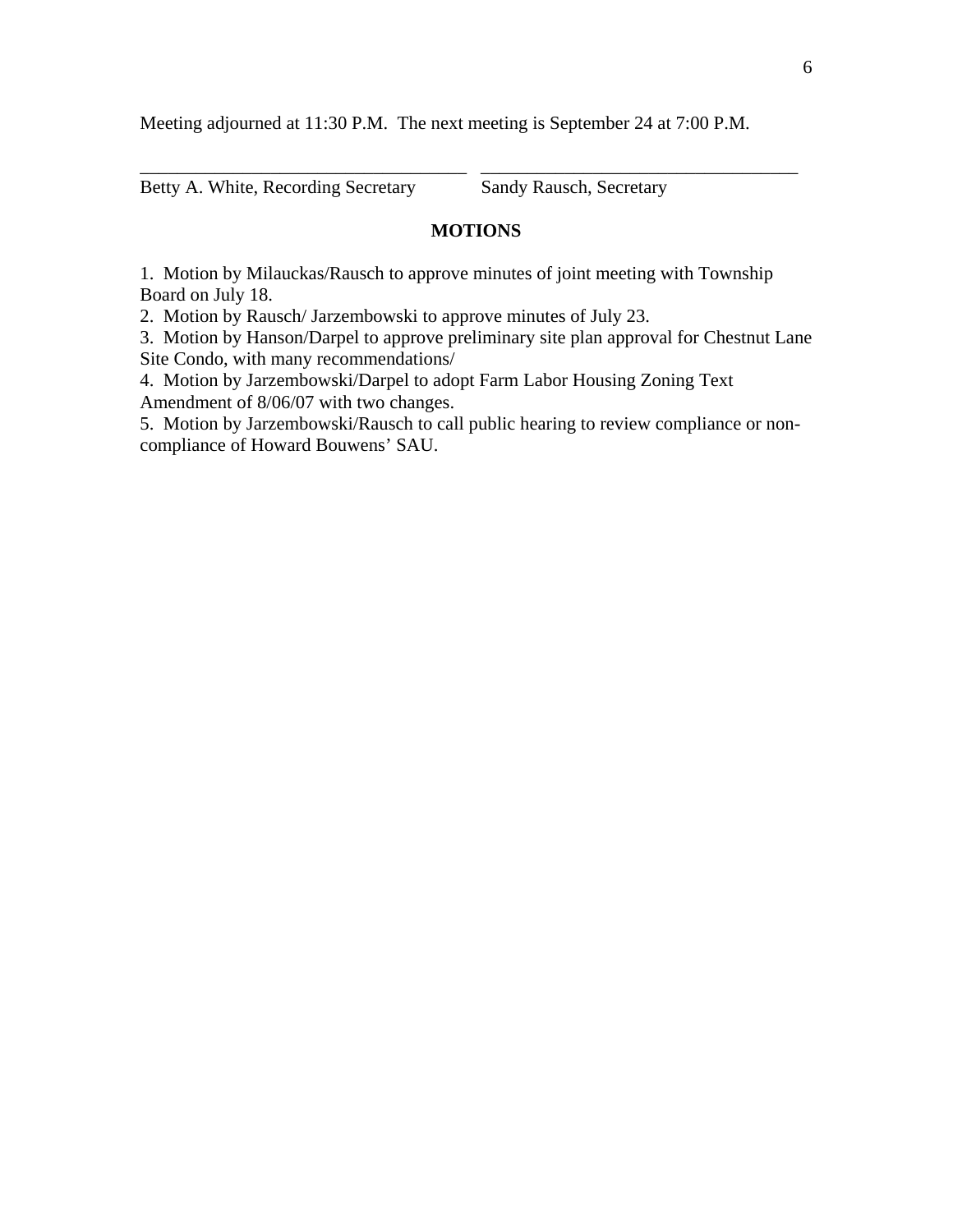Meeting adjourned at 11:30 P.M. The next meeting is September 24 at 7:00 P.M.

\_\_\_\_\_\_\_\_\_\_\_\_\_\_\_\_\_\_\_\_\_\_\_\_\_\_\_\_\_\_\_\_\_\_\_ \_\_\_\_\_\_\_\_\_\_\_\_\_\_\_\_\_\_\_\_\_\_\_\_\_\_\_\_\_\_\_\_\_\_\_

Betty A. White, Recording Secretary    Sandy Rausch, Secretary

**MOTIONS**

1. Motion by Milauckas/Rausch to approve minutes of joint meeting with Township Board on July 18.
2. Motion by Rausch/ Jarzembowski to approve minutes of July 23.
3. Motion by Hanson/Darpel to approve preliminary site plan approval for Chestnut Lane Site Condo, with many recommendations/
4. Motion by Jarzembowski/Darpel to adopt Farm Labor Housing Zoning Text Amendment of 8/06/07 with two changes.
5. Motion by Jarzembowski/Rausch to call public hearing to review compliance or non-compliance of Howard Bouwens' SAU.